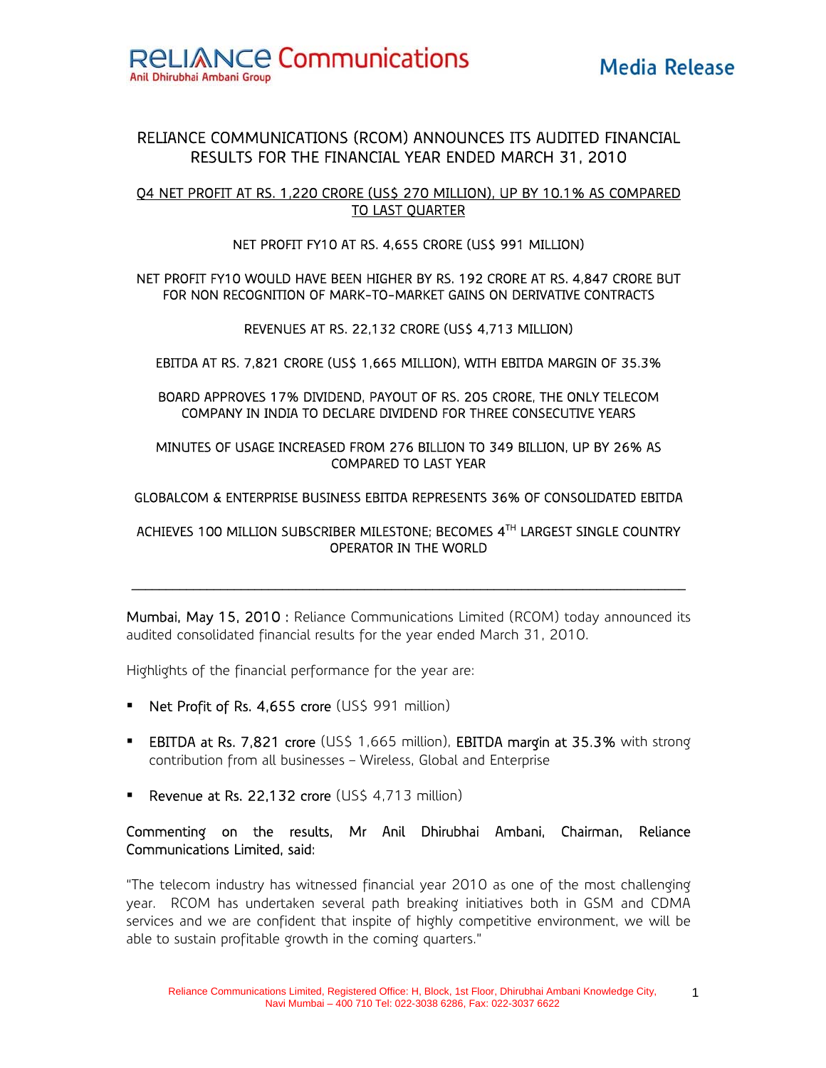**Reliance Communications**
Anil Dhirubhai Ambani Group

**Media Release**

# RELIANCE COMMUNICATIONS (RCOM) ANNOUNCES ITS AUDITED FINANCIAL RESULTS FOR THE FINANCIAL YEAR ENDED MARCH 31, 2010

Q4 NET PROFIT AT RS. 1,220 CRORE (US$ 270 MILLION), UP BY 10.1% AS COMPARED TO LAST QUARTER

NET PROFIT FY10 AT RS. 4,655 CRORE (US$ 991 MILLION)

NET PROFIT FY10 WOULD HAVE BEEN HIGHER BY RS. 192 CRORE AT RS. 4,847 CRORE BUT FOR NON RECOGNITION OF MARK-TO-MARKET GAINS ON DERIVATIVE CONTRACTS

REVENUES AT RS. 22,132 CRORE (US$ 4,713 MILLION)

EBITDA AT RS. 7,821 CRORE (US$ 1,665 MILLION), WITH EBITDA MARGIN OF 35.3%

BOARD APPROVES 17% DIVIDEND, PAYOUT OF RS. 205 CRORE, THE ONLY TELECOM COMPANY IN INDIA TO DECLARE DIVIDEND FOR THREE CONSECUTIVE YEARS

MINUTES OF USAGE INCREASED FROM 276 BILLION TO 349 BILLION, UP BY 26% AS COMPARED TO LAST YEAR

GLOBALCOM & ENTERPRISE BUSINESS EBITDA REPRESENTS 36% OF CONSOLIDATED EBITDA

ACHIEVES 100 MILLION SUBSCRIBER MILESTONE; BECOMES 4TH LARGEST SINGLE COUNTRY OPERATOR IN THE WORLD

---

**Mumbai, May 15, 2010 :** Reliance Communications Limited (RCOM) today announced its audited consolidated financial results for the year ended March 31, 2010.

Highlights of the financial performance for the year are:

- **Net Profit of Rs. 4,655 crore** (US$ 991 million)
- **EBITDA at Rs. 7,821 crore** (US$ 1,665 million), **EBITDA margin at 35.3%** with strong contribution from all businesses – Wireless, Global and Enterprise
- **Revenue at Rs. 22,132 crore** (US$ 4,713 million)

**Commenting on the results, Mr Anil Dhirubhai Ambani, Chairman, Reliance Communications Limited, said:**

"The telecom industry has witnessed financial year 2010 as one of the most challenging year. RCOM has undertaken several path breaking initiatives both in GSM and CDMA services and we are confident that inspite of highly competitive environment, we will be able to sustain profitable growth in the coming quarters."

Reliance Communications Limited, Registered Office: H, Block, 1st Floor, Dhirubhai Ambani Knowledge City, Navi Mumbai – 400 710 Tel: 022-3038 6286, Fax: 022-3037 6622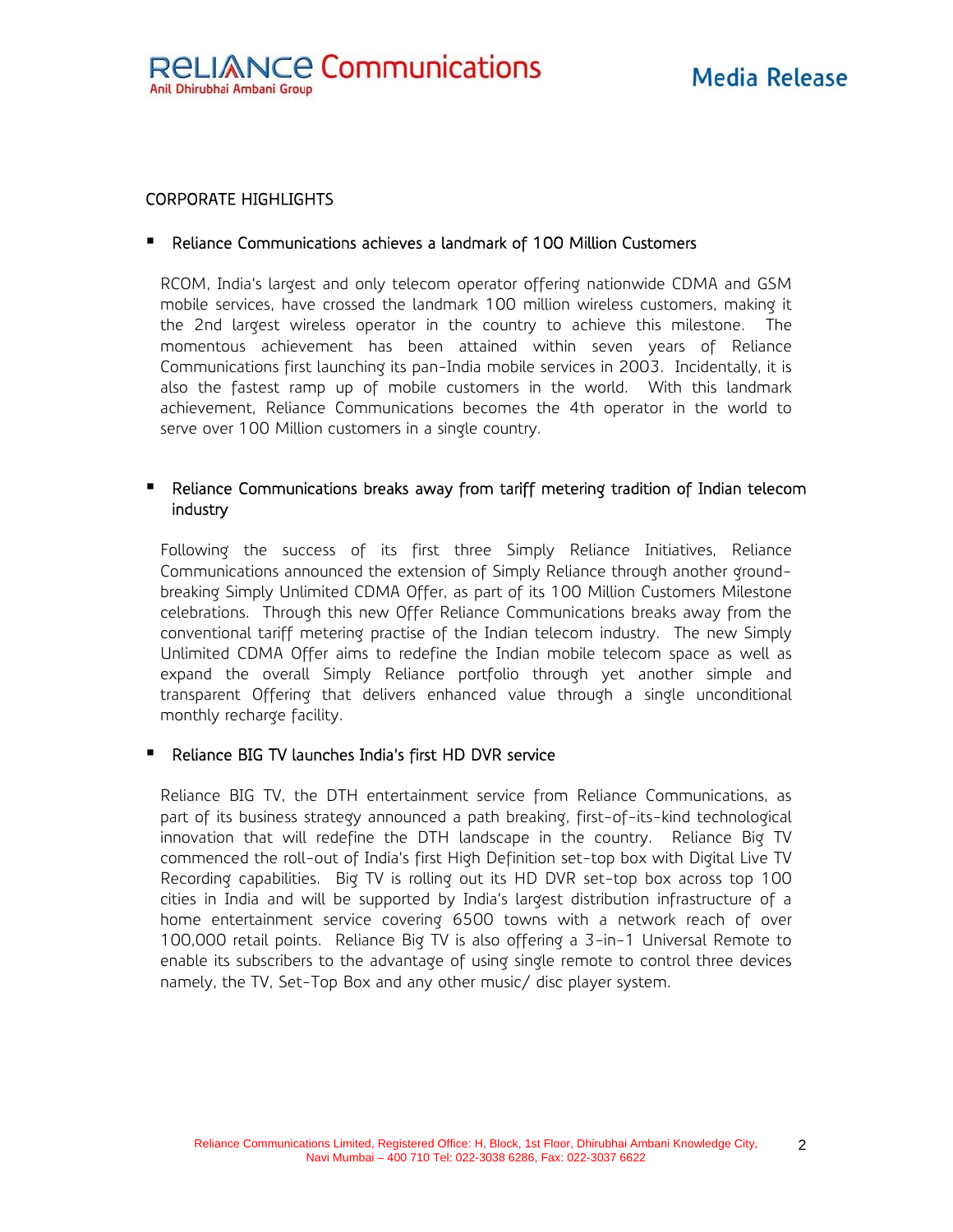## CORPORATE HIGHLIGHTS

- **Reliance Communications achieves a landmark of 100 Million Customers**

  RCOM, India's largest and only telecom operator offering nationwide CDMA and GSM mobile services, have crossed the landmark 100 million wireless customers, making it the 2nd largest wireless operator in the country to achieve this milestone. The momentous achievement has been attained within seven years of Reliance Communications first launching its pan-India mobile services in 2003. Incidentally, it is also the fastest ramp up of mobile customers in the world. With this landmark achievement, Reliance Communications becomes the 4th operator in the world to serve over 100 Million customers in a single country.

- **Reliance Communications breaks away from tariff metering tradition of Indian telecom industry**

  Following the success of its first three Simply Reliance Initiatives, Reliance Communications announced the extension of Simply Reliance through another ground-breaking Simply Unlimited CDMA Offer, as part of its 100 Million Customers Milestone celebrations. Through this new Offer Reliance Communications breaks away from the conventional tariff metering practise of the Indian telecom industry. The new Simply Unlimited CDMA Offer aims to redefine the Indian mobile telecom space as well as expand the overall Simply Reliance portfolio through yet another simple and transparent Offering that delivers enhanced value through a single unconditional monthly recharge facility.

- **Reliance BIG TV launches India's first HD DVR service**

  Reliance BIG TV, the DTH entertainment service from Reliance Communications, as part of its business strategy announced a path breaking, first-of-its-kind technological innovation that will redefine the DTH landscape in the country. Reliance Big TV commenced the roll-out of India's first High Definition set-top box with Digital Live TV Recording capabilities. Big TV is rolling out its HD DVR set-top box across top 100 cities in India and will be supported by India's largest distribution infrastructure of a home entertainment service covering 6500 towns with a network reach of over 100,000 retail points. Reliance Big TV is also offering a 3-in-1 Universal Remote to enable its subscribers to the advantage of using single remote to control three devices namely, the TV, Set-Top Box and any other music/ disc player system.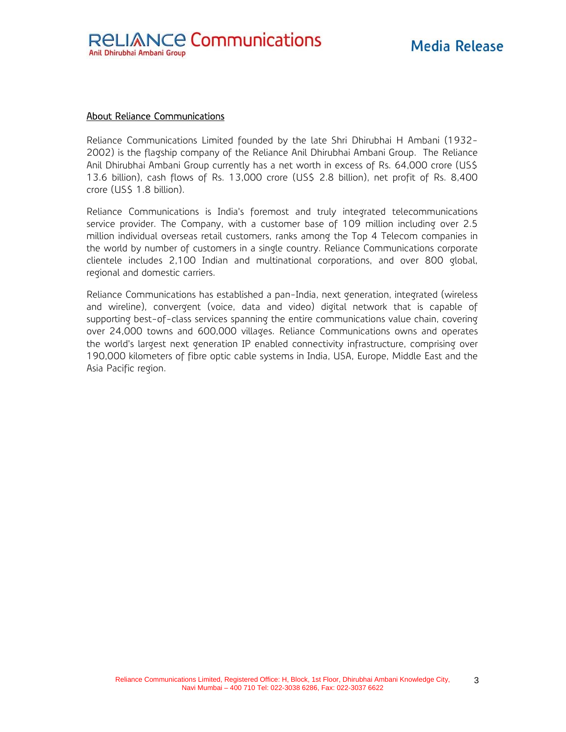## About Reliance Communications

Reliance Communications Limited founded by the late Shri Dhirubhai H Ambani (1932-2002) is the flagship company of the Reliance Anil Dhirubhai Ambani Group. The Reliance Anil Dhirubhai Ambani Group currently has a net worth in excess of Rs. 64,000 crore (US$ 13.6 billion), cash flows of Rs. 13,000 crore (US$ 2.8 billion), net profit of Rs. 8,400 crore (US$ 1.8 billion).

Reliance Communications is India's foremost and truly integrated telecommunications service provider. The Company, with a customer base of 109 million including over 2.5 million individual overseas retail customers, ranks among the Top 4 Telecom companies in the world by number of customers in a single country. Reliance Communications corporate clientele includes 2,100 Indian and multinational corporations, and over 800 global, regional and domestic carriers.

Reliance Communications has established a pan-India, next generation, integrated (wireless and wireline), convergent (voice, data and video) digital network that is capable of supporting best-of-class services spanning the entire communications value chain, covering over 24,000 towns and 600,000 villages. Reliance Communications owns and operates the world's largest next generation IP enabled connectivity infrastructure, comprising over 190,000 kilometers of fibre optic cable systems in India, USA, Europe, Middle East and the Asia Pacific region.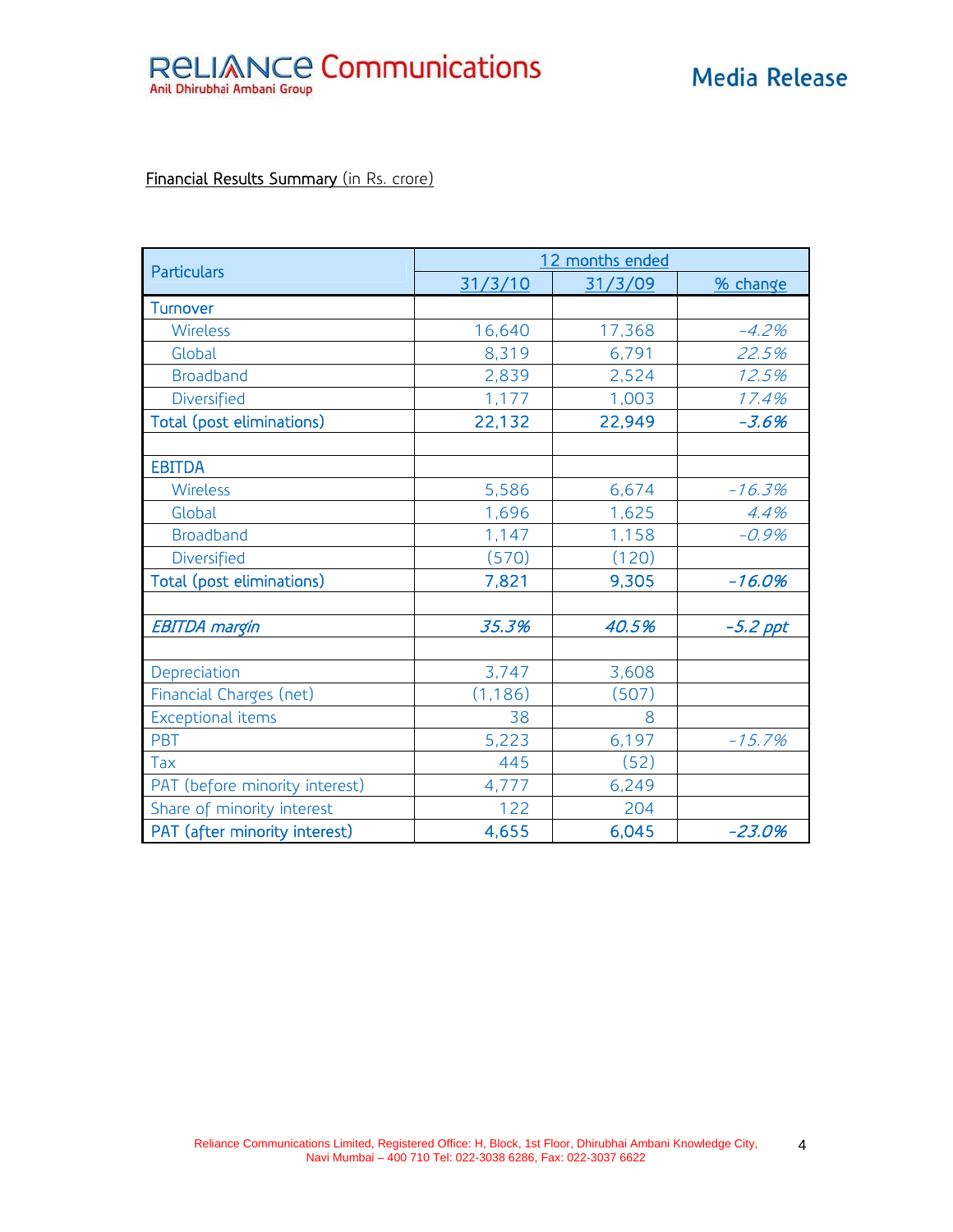Financial Results Summary (in Rs. crore)

| Particulars | 12 months ended | | |
|---|---|---|---|
| | 31/3/10 | 31/3/09 | % change |
| Turnover | | | |
| Wireless | 16,640 | 17,368 | -4.2% |
| Global | 8,319 | 6,791 | 22.5% |
| Broadband | 2,839 | 2,524 | 12.5% |
| Diversified | 1,177 | 1,003 | 17.4% |
| **Total (post eliminations)** | **22,132** | **22,949** | ***-3.6%*** |
| | | | |
| EBITDA | | | |
| Wireless | 5,586 | 6,674 | -16.3% |
| Global | 1,696 | 1,625 | 4.4% |
| Broadband | 1,147 | 1,158 | -0.9% |
| Diversified | (570) | (120) | |
| **Total (post eliminations)** | **7,821** | **9,305** | ***-16.0%*** |
| | | | |
| *EBITDA margin* | *35.3%* | *40.5%* | *-5.2 ppt* |
| | | | |
| Depreciation | 3,747 | 3,608 | |
| Financial Charges (net) | (1,186) | (507) | |
| Exceptional items | 38 | 8 | |
| PBT | 5,223 | 6,197 | -15.7% |
| Tax | 445 | (52) | |
| PAT (before minority interest) | 4,777 | 6,249 | |
| Share of minority interest | 122 | 204 | |
| **PAT (after minority interest)** | **4,655** | **6,045** | ***-23.0%*** |